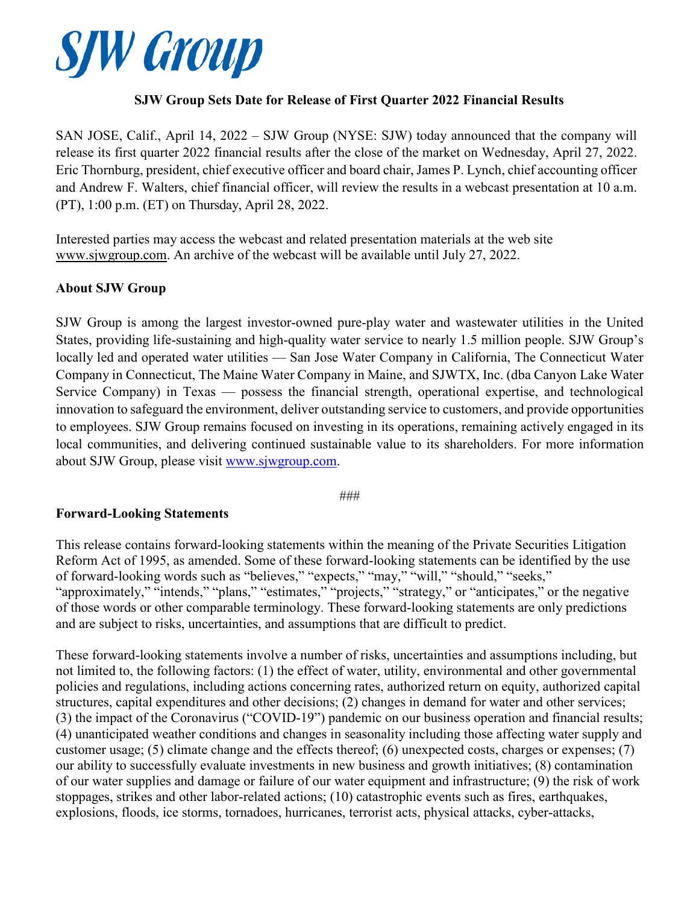# SJW Group

**SJW Group Sets Date for Release of First Quarter 2022 Financial Results**

SAN JOSE, Calif., April 14, 2022 – SJW Group (NYSE: SJW) today announced that the company will release its first quarter 2022 financial results after the close of the market on Wednesday, April 27, 2022. Eric Thornburg, president, chief executive officer and board chair, James P. Lynch, chief accounting officer and Andrew F. Walters, chief financial officer, will review the results in a webcast presentation at 10 a.m. (PT), 1:00 p.m. (ET) on Thursday, April 28, 2022.

Interested parties may access the webcast and related presentation materials at the web site www.sjwgroup.com. An archive of the webcast will be available until July 27, 2022.

**About SJW Group**

SJW Group is among the largest investor-owned pure-play water and wastewater utilities in the United States, providing life-sustaining and high-quality water service to nearly 1.5 million people. SJW Group's locally led and operated water utilities — San Jose Water Company in California, The Connecticut Water Company in Connecticut, The Maine Water Company in Maine, and SJWTX, Inc. (dba Canyon Lake Water Service Company) in Texas — possess the financial strength, operational expertise, and technological innovation to safeguard the environment, deliver outstanding service to customers, and provide opportunities to employees. SJW Group remains focused on investing in its operations, remaining actively engaged in its local communities, and delivering continued sustainable value to its shareholders. For more information about SJW Group, please visit www.sjwgroup.com.

###

**Forward-Looking Statements**

This release contains forward-looking statements within the meaning of the Private Securities Litigation Reform Act of 1995, as amended. Some of these forward-looking statements can be identified by the use of forward-looking words such as "believes," "expects," "may," "will," "should," "seeks," "approximately," "intends," "plans," "estimates," "projects," "strategy," or "anticipates," or the negative of those words or other comparable terminology. These forward-looking statements are only predictions and are subject to risks, uncertainties, and assumptions that are difficult to predict.

These forward-looking statements involve a number of risks, uncertainties and assumptions including, but not limited to, the following factors: (1) the effect of water, utility, environmental and other governmental policies and regulations, including actions concerning rates, authorized return on equity, authorized capital structures, capital expenditures and other decisions; (2) changes in demand for water and other services; (3) the impact of the Coronavirus ("COVID-19") pandemic on our business operation and financial results; (4) unanticipated weather conditions and changes in seasonality including those affecting water supply and customer usage; (5) climate change and the effects thereof; (6) unexpected costs, charges or expenses; (7) our ability to successfully evaluate investments in new business and growth initiatives; (8) contamination of our water supplies and damage or failure of our water equipment and infrastructure; (9) the risk of work stoppages, strikes and other labor-related actions; (10) catastrophic events such as fires, earthquakes, explosions, floods, ice storms, tornadoes, hurricanes, terrorist acts, physical attacks, cyber-attacks,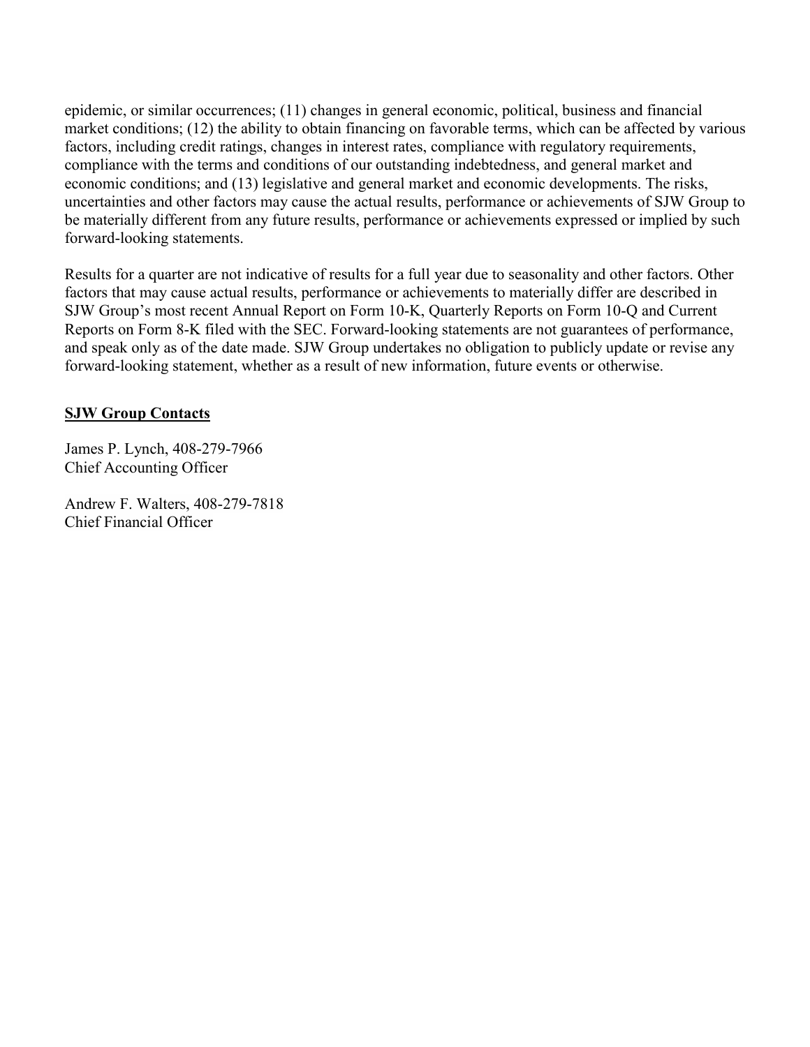epidemic, or similar occurrences; (11) changes in general economic, political, business and financial market conditions; (12) the ability to obtain financing on favorable terms, which can be affected by various factors, including credit ratings, changes in interest rates, compliance with regulatory requirements, compliance with the terms and conditions of our outstanding indebtedness, and general market and economic conditions; and (13) legislative and general market and economic developments. The risks, uncertainties and other factors may cause the actual results, performance or achievements of SJW Group to be materially different from any future results, performance or achievements expressed or implied by such forward-looking statements.

Results for a quarter are not indicative of results for a full year due to seasonality and other factors. Other factors that may cause actual results, performance or achievements to materially differ are described in SJW Group's most recent Annual Report on Form 10-K, Quarterly Reports on Form 10-Q and Current Reports on Form 8-K filed with the SEC. Forward-looking statements are not guarantees of performance, and speak only as of the date made. SJW Group undertakes no obligation to publicly update or revise any forward-looking statement, whether as a result of new information, future events or otherwise.

**SJW Group Contacts**

James P. Lynch, 408-279-7966
Chief Accounting Officer

Andrew F. Walters, 408-279-7818
Chief Financial Officer